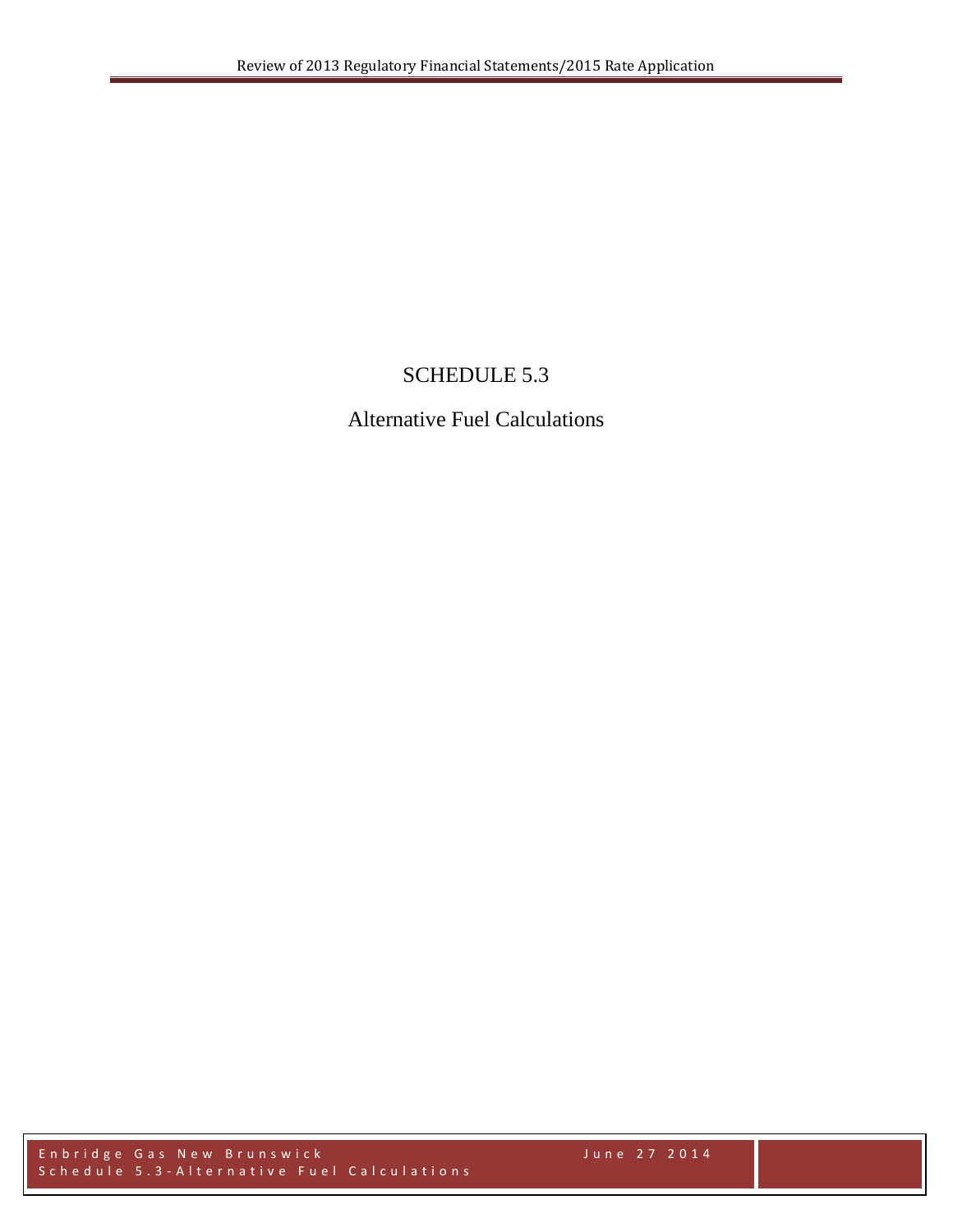# SCHEDULE 5.3

## Alternative Fuel Calculations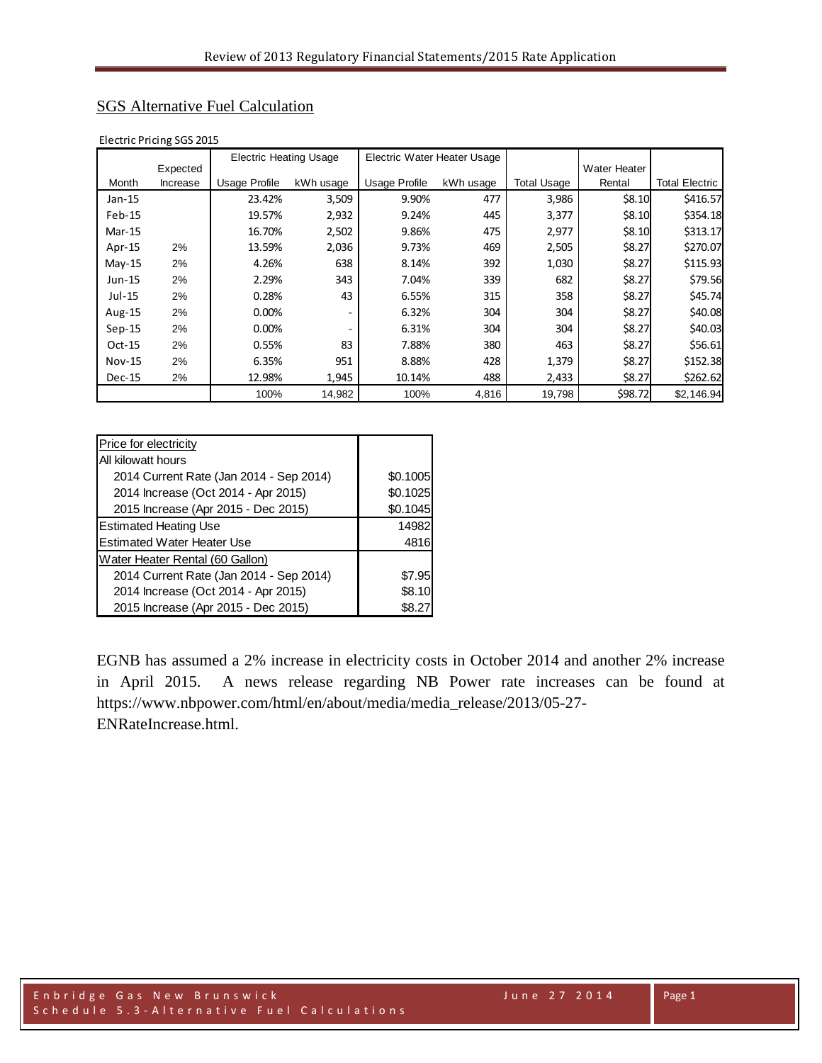## SGS Alternative Fuel Calculation

Electric Pricing SGS 2015

| | | Electric Heating Usage | | Electric Water Heater Usage | | | | |
|---|---|---|---|---|---|---|---|---|
| Month | Expected Increase | Usage Profile | kWh usage | Usage Profile | kWh usage | Total Usage | Water Heater Rental | Total Electric |
| Jan-15 | | 23.42% | 3,509 | 9.90% | 477 | 3,986 | $8.10 | $416.57 |
| Feb-15 | | 19.57% | 2,932 | 9.24% | 445 | 3,377 | $8.10 | $354.18 |
| Mar-15 | | 16.70% | 2,502 | 9.86% | 475 | 2,977 | $8.10 | $313.17 |
| Apr-15 | 2% | 13.59% | 2,036 | 9.73% | 469 | 2,505 | $8.27 | $270.07 |
| May-15 | 2% | 4.26% | 638 | 8.14% | 392 | 1,030 | $8.27 | $115.93 |
| Jun-15 | 2% | 2.29% | 343 | 7.04% | 339 | 682 | $8.27 | $79.56 |
| Jul-15 | 2% | 0.28% | 43 | 6.55% | 315 | 358 | $8.27 | $45.74 |
| Aug-15 | 2% | 0.00% | - | 6.32% | 304 | 304 | $8.27 | $40.08 |
| Sep-15 | 2% | 0.00% | - | 6.31% | 304 | 304 | $8.27 | $40.03 |
| Oct-15 | 2% | 0.55% | 83 | 7.88% | 380 | 463 | $8.27 | $56.61 |
| Nov-15 | 2% | 6.35% | 951 | 8.88% | 428 | 1,379 | $8.27 | $152.38 |
| Dec-15 | 2% | 12.98% | 1,945 | 10.14% | 488 | 2,433 | $8.27 | $262.62 |
| | | 100% | 14,982 | 100% | 4,816 | 19,798 | $98.72 | $2,146.94 |

| | |
|---|---|
| Price for electricity | |
| All kilowatt hours | |
| 2014 Current Rate (Jan 2014 - Sep 2014) | $0.1005 |
| 2014 Increase (Oct 2014 - Apr 2015) | $0.1025 |
| 2015 Increase (Apr 2015 - Dec 2015) | $0.1045 |
| Estimated Heating Use | 14982 |
| Estimated Water Heater Use | 4816 |
| Water Heater Rental (60 Gallon) | |
| 2014 Current Rate (Jan 2014 - Sep 2014) | $7.95 |
| 2014 Increase (Oct 2014 - Apr 2015) | $8.10 |
| 2015 Increase (Apr 2015 - Dec 2015) | $8.27 |

EGNB has assumed a 2% increase in electricity costs in October 2014 and another 2% increase in April 2015. A news release regarding NB Power rate increases can be found at https://www.nbpower.com/html/en/about/media/media_release/2013/05-27-ENRateIncrease.html.